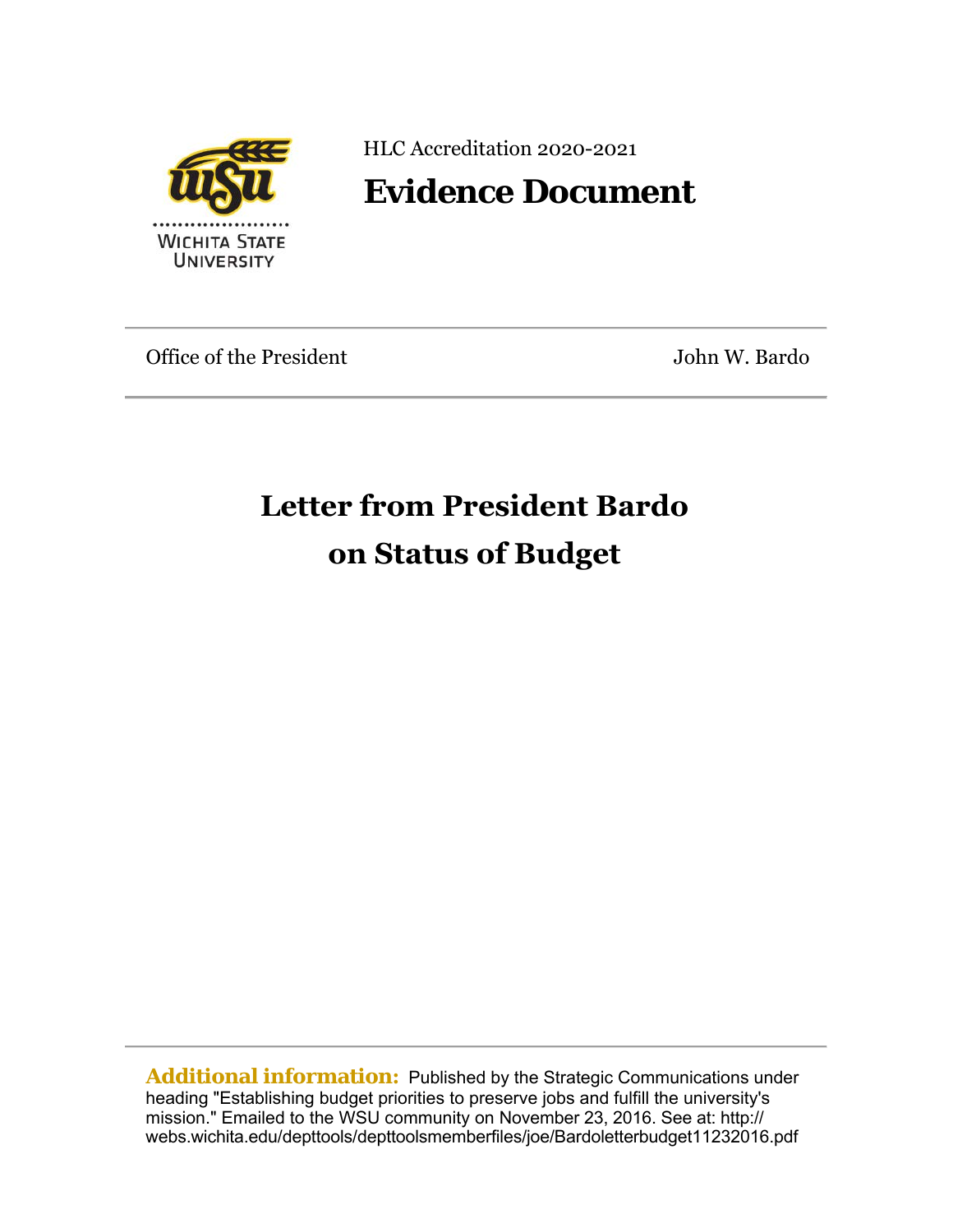HLC Accreditation 2020-2021

# Evidence Document

Office of the President John W. Bardo

## Letter from President Bardo on Status of Budget

**Additional information:** Published by the Strategic Communications under heading "Establishing budget priorities to preserve jobs and fulfill the university's mission." Emailed to the WSU community on November 23, 2016. See at: http://webs.wichita.edu/depttools/depttoolsmemberfiles/joe/Bardoletterbudget11232016.pdf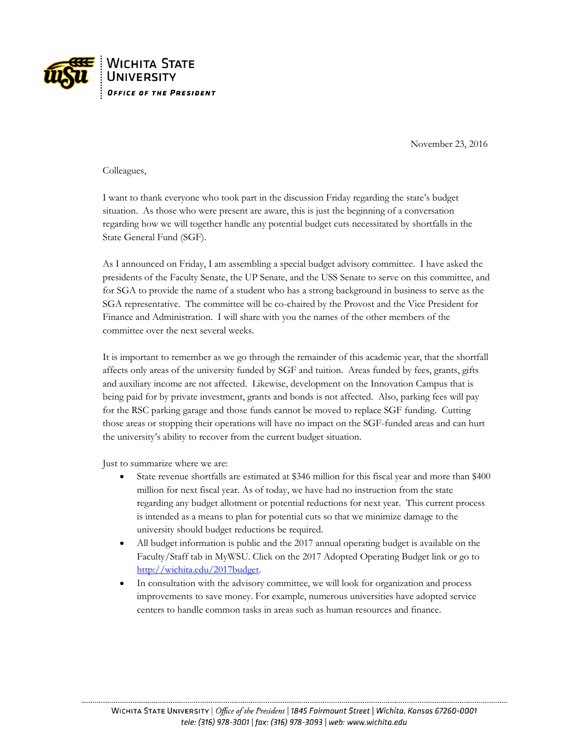November 23, 2016

Colleagues,

I want to thank everyone who took part in the discussion Friday regarding the state's budget situation. As those who were present are aware, this is just the beginning of a conversation regarding how we will together handle any potential budget cuts necessitated by shortfalls in the State General Fund (SGF).

As I announced on Friday, I am assembling a special budget advisory committee. I have asked the presidents of the Faculty Senate, the UP Senate, and the USS Senate to serve on this committee, and for SGA to provide the name of a student who has a strong background in business to serve as the SGA representative. The committee will be co-chaired by the Provost and the Vice President for Finance and Administration. I will share with you the names of the other members of the committee over the next several weeks.

It is important to remember as we go through the remainder of this academic year, that the shortfall affects only areas of the university funded by SGF and tuition. Areas funded by fees, grants, gifts and auxiliary income are not affected. Likewise, development on the Innovation Campus that is being paid for by private investment, grants and bonds is not affected. Also, parking fees will pay for the RSC parking garage and those funds cannot be moved to replace SGF funding. Cutting those areas or stopping their operations will have no impact on the SGF-funded areas and can hurt the university's ability to recover from the current budget situation.

Just to summarize where we are:

- State revenue shortfalls are estimated at $346 million for this fiscal year and more than $400 million for next fiscal year. As of today, we have had no instruction from the state regarding any budget allotment or potential reductions for next year. This current process is intended as a means to plan for potential cuts so that we minimize damage to the university should budget reductions be required.
- All budget information is public and the 2017 annual operating budget is available on the Faculty/Staff tab in MyWSU. Click on the 2017 Adopted Operating Budget link or go to [http://wichita.edu/2017budget](http://wichita.edu/2017budget).
- In consultation with the advisory committee, we will look for organization and process improvements to save money. For example, numerous universities have adopted service centers to handle common tasks in areas such as human resources and finance.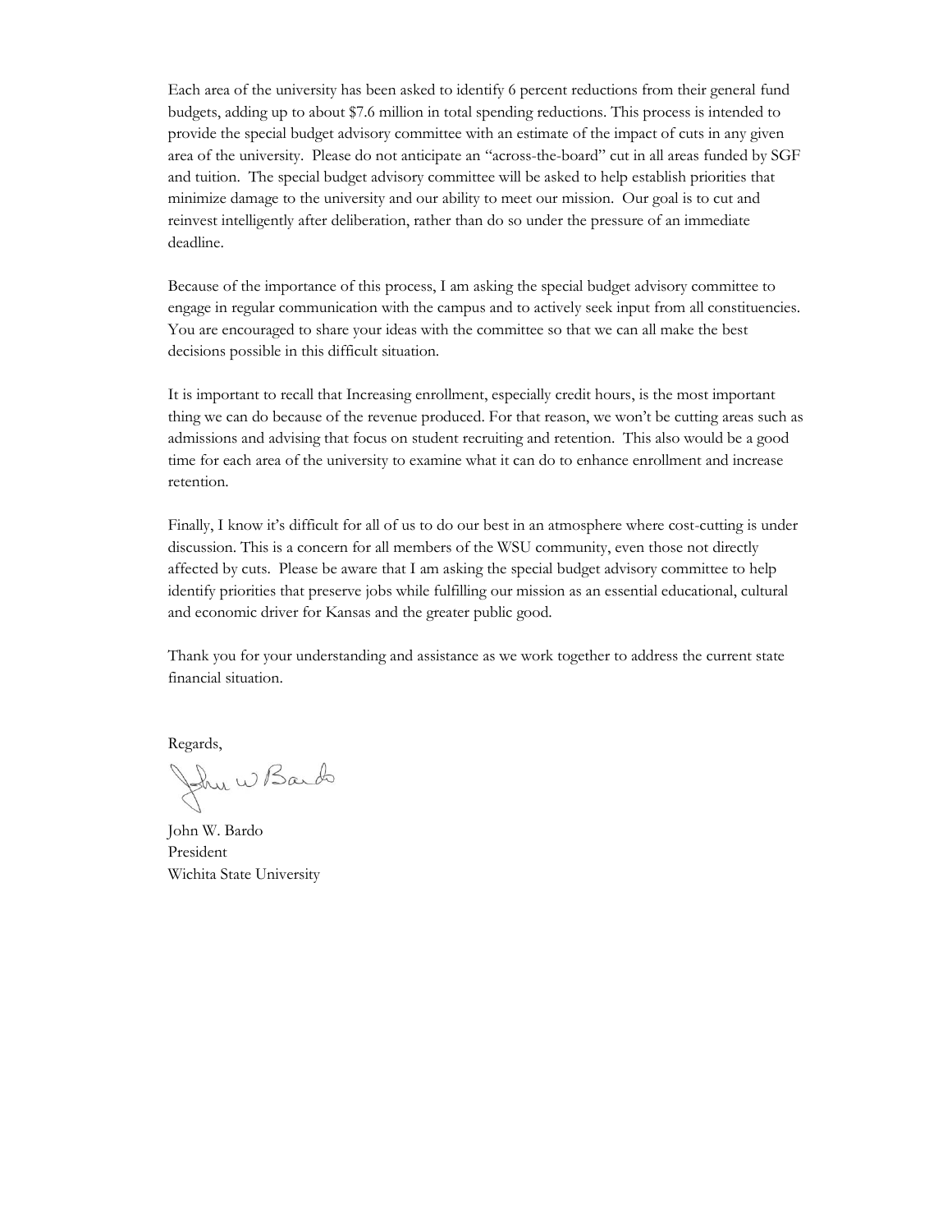Each area of the university has been asked to identify 6 percent reductions from their general fund budgets, adding up to about $7.6 million in total spending reductions. This process is intended to provide the special budget advisory committee with an estimate of the impact of cuts in any given area of the university. Please do not anticipate an "across-the-board" cut in all areas funded by SGF and tuition. The special budget advisory committee will be asked to help establish priorities that minimize damage to the university and our ability to meet our mission. Our goal is to cut and reinvest intelligently after deliberation, rather than do so under the pressure of an immediate deadline.

Because of the importance of this process, I am asking the special budget advisory committee to engage in regular communication with the campus and to actively seek input from all constituencies. You are encouraged to share your ideas with the committee so that we can all make the best decisions possible in this difficult situation.

It is important to recall that Increasing enrollment, especially credit hours, is the most important thing we can do because of the revenue produced. For that reason, we won't be cutting areas such as admissions and advising that focus on student recruiting and retention. This also would be a good time for each area of the university to examine what it can do to enhance enrollment and increase retention.

Finally, I know it's difficult for all of us to do our best in an atmosphere where cost-cutting is under discussion. This is a concern for all members of the WSU community, even those not directly affected by cuts. Please be aware that I am asking the special budget advisory committee to help identify priorities that preserve jobs while fulfilling our mission as an essential educational, cultural and economic driver for Kansas and the greater public good.

Thank you for your understanding and assistance as we work together to address the current state financial situation.

Regards,

John W. Bardo
President
Wichita State University